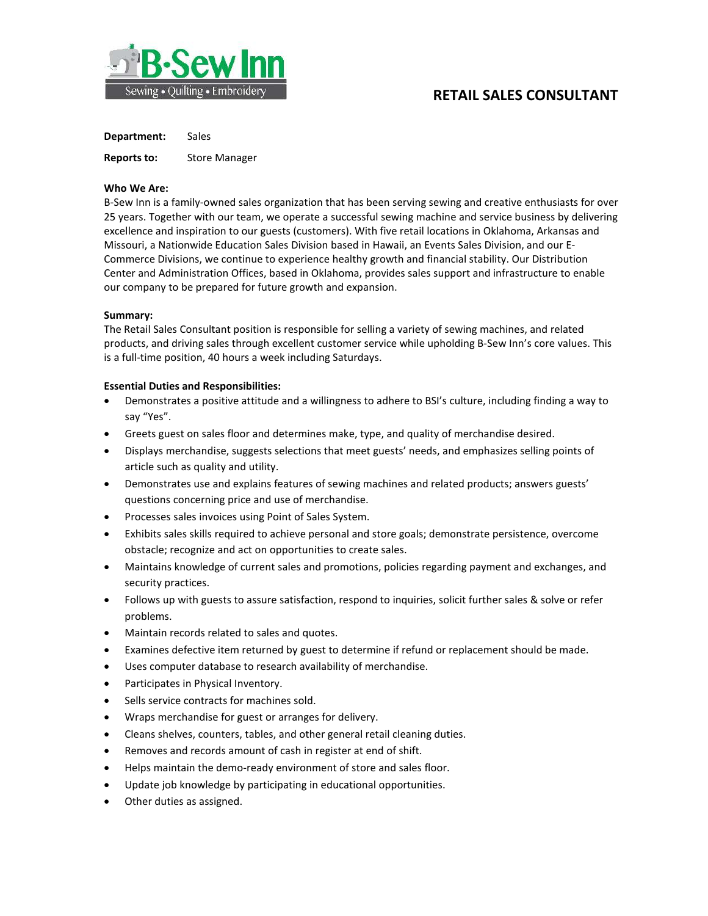B-Sew Inn
Sewing • Quilting • Embroidery

# RETAIL SALES CONSULTANT

**Department:** Sales

**Reports to:** Store Manager

**Who We Are:**
B-Sew Inn is a family-owned sales organization that has been serving sewing and creative enthusiasts for over 25 years. Together with our team, we operate a successful sewing machine and service business by delivering excellence and inspiration to our guests (customers). With five retail locations in Oklahoma, Arkansas and Missouri, a Nationwide Education Sales Division based in Hawaii, an Events Sales Division, and our E-Commerce Divisions, we continue to experience healthy growth and financial stability. Our Distribution Center and Administration Offices, based in Oklahoma, provides sales support and infrastructure to enable our company to be prepared for future growth and expansion.

**Summary:**
The Retail Sales Consultant position is responsible for selling a variety of sewing machines, and related products, and driving sales through excellent customer service while upholding B-Sew Inn's core values. This is a full-time position, 40 hours a week including Saturdays.

**Essential Duties and Responsibilities:**

- Demonstrates a positive attitude and a willingness to adhere to BSI's culture, including finding a way to say "Yes".
- Greets guest on sales floor and determines make, type, and quality of merchandise desired.
- Displays merchandise, suggests selections that meet guests' needs, and emphasizes selling points of article such as quality and utility.
- Demonstrates use and explains features of sewing machines and related products; answers guests' questions concerning price and use of merchandise.
- Processes sales invoices using Point of Sales System.
- Exhibits sales skills required to achieve personal and store goals; demonstrate persistence, overcome obstacle; recognize and act on opportunities to create sales.
- Maintains knowledge of current sales and promotions, policies regarding payment and exchanges, and security practices.
- Follows up with guests to assure satisfaction, respond to inquiries, solicit further sales & solve or refer problems.
- Maintain records related to sales and quotes.
- Examines defective item returned by guest to determine if refund or replacement should be made.
- Uses computer database to research availability of merchandise.
- Participates in Physical Inventory.
- Sells service contracts for machines sold.
- Wraps merchandise for guest or arranges for delivery.
- Cleans shelves, counters, tables, and other general retail cleaning duties.
- Removes and records amount of cash in register at end of shift.
- Helps maintain the demo-ready environment of store and sales floor.
- Update job knowledge by participating in educational opportunities.
- Other duties as assigned.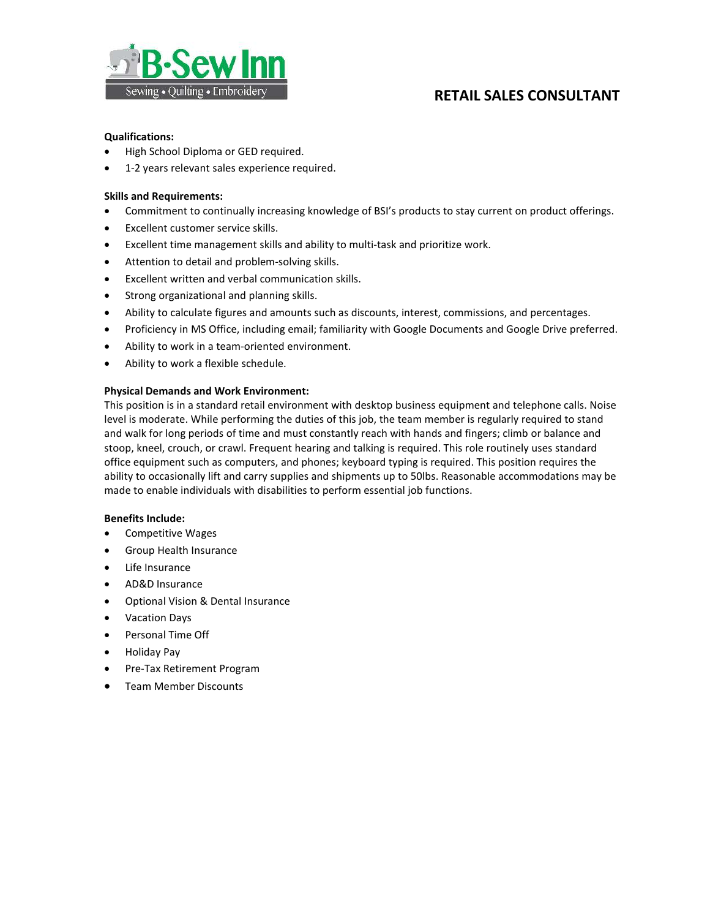B-Sew Inn

Sewing • Quilting • Embroidery

# RETAIL SALES CONSULTANT

**Qualifications:**

- High School Diploma or GED required.
- 1-2 years relevant sales experience required.

**Skills and Requirements:**

- Commitment to continually increasing knowledge of BSI's products to stay current on product offerings.
- Excellent customer service skills.
- Excellent time management skills and ability to multi-task and prioritize work.
- Attention to detail and problem-solving skills.
- Excellent written and verbal communication skills.
- Strong organizational and planning skills.
- Ability to calculate figures and amounts such as discounts, interest, commissions, and percentages.
- Proficiency in MS Office, including email; familiarity with Google Documents and Google Drive preferred.
- Ability to work in a team-oriented environment.
- Ability to work a flexible schedule.

**Physical Demands and Work Environment:**

This position is in a standard retail environment with desktop business equipment and telephone calls. Noise level is moderate. While performing the duties of this job, the team member is regularly required to stand and walk for long periods of time and must constantly reach with hands and fingers; climb or balance and stoop, kneel, crouch, or crawl. Frequent hearing and talking is required. This role routinely uses standard office equipment such as computers, and phones; keyboard typing is required. This position requires the ability to occasionally lift and carry supplies and shipments up to 50lbs. Reasonable accommodations may be made to enable individuals with disabilities to perform essential job functions.

**Benefits Include:**

- Competitive Wages
- Group Health Insurance
- Life Insurance
- AD&D Insurance
- Optional Vision & Dental Insurance
- Vacation Days
- Personal Time Off
- Holiday Pay
- Pre-Tax Retirement Program
- Team Member Discounts